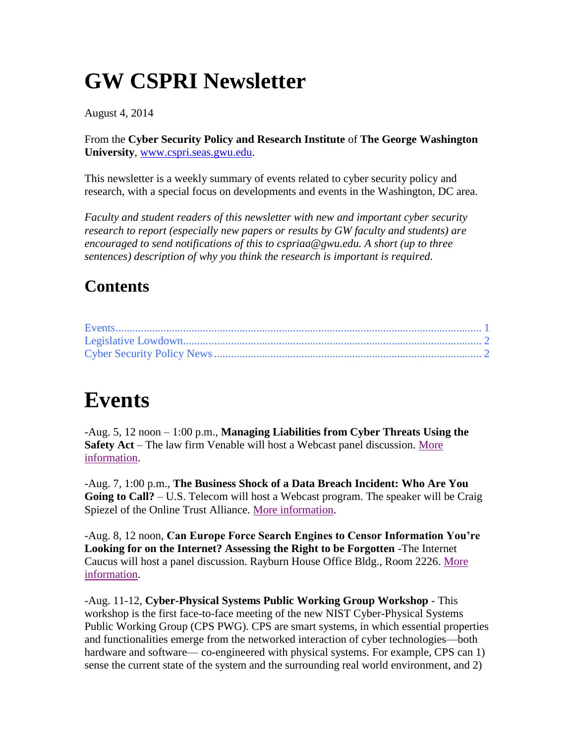# GW CSPRI Newsletter

August 4, 2014

From the **Cyber Security Policy and Research Institute** of **The George Washington University**, www.cspri.seas.gwu.edu.

This newsletter is a weekly summary of events related to cyber security policy and research, with a special focus on developments and events in the Washington, DC area.

*Faculty and student readers of this newsletter with new and important cyber security research to report (especially new papers or results by GW faculty and students) are encouraged to send notifications of this to cspriaa@gwu.edu. A short (up to three sentences) description of why you think the research is important is required.*

## Contents

Events........................................................................................................................ 1
Legislative Lowdown............................................................................................... 2
Cyber Security Policy News .................................................................................... 2

# Events

-Aug. 5, 12 noon – 1:00 p.m., **Managing Liabilities from Cyber Threats Using the Safety Act** – The law firm Venable will host a Webcast panel discussion. More information.

-Aug. 7, 1:00 p.m., **The Business Shock of a Data Breach Incident: Who Are You Going to Call?** – U.S. Telecom will host a Webcast program. The speaker will be Craig Spiezel of the Online Trust Alliance. More information.

-Aug. 8, 12 noon, **Can Europe Force Search Engines to Censor Information You're Looking for on the Internet? Assessing the Right to be Forgotten** -The Internet Caucus will host a panel discussion. Rayburn House Office Bldg., Room 2226. More information.

-Aug. 11-12, **Cyber-Physical Systems Public Working Group Workshop** - This workshop is the first face-to-face meeting of the new NIST Cyber-Physical Systems Public Working Group (CPS PWG). CPS are smart systems, in which essential properties and functionalities emerge from the networked interaction of cyber technologies—both hardware and software— co-engineered with physical systems. For example, CPS can 1) sense the current state of the system and the surrounding real world environment, and 2)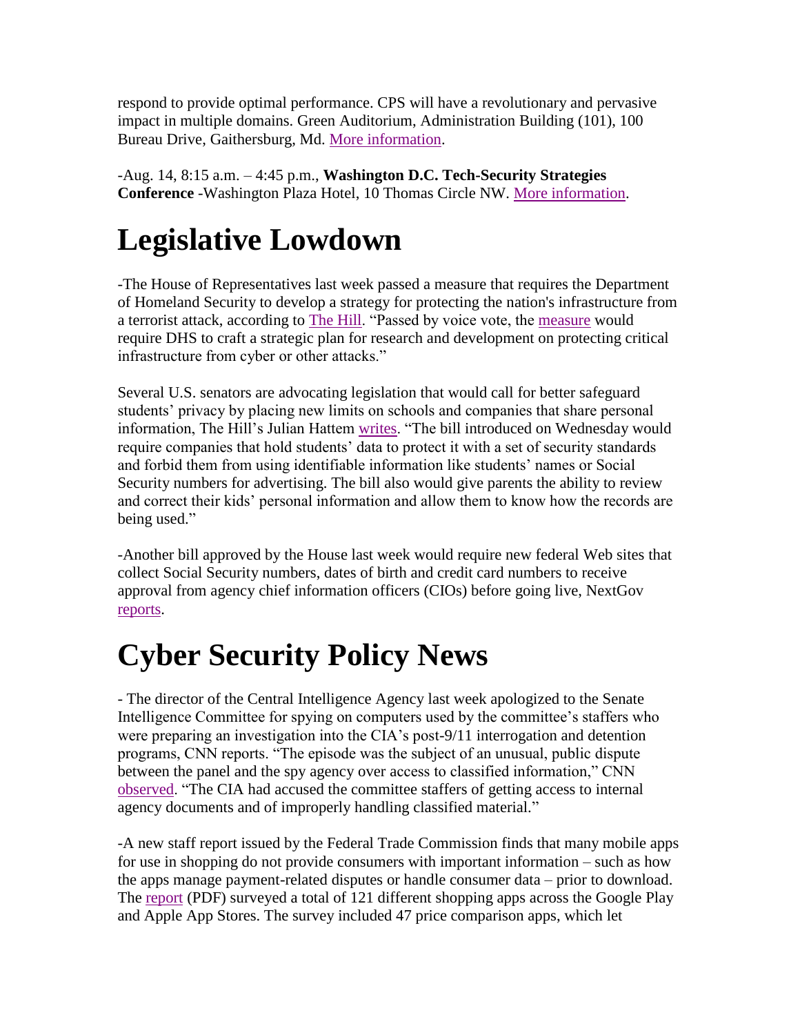respond to provide optimal performance. CPS will have a revolutionary and pervasive impact in multiple domains. Green Auditorium, Administration Building (101), 100 Bureau Drive, Gaithersburg, Md. More information.

-Aug. 14, 8:15 a.m. – 4:45 p.m., **Washington D.C. Tech-Security Strategies Conference** -Washington Plaza Hotel, 10 Thomas Circle NW. More information.

# Legislative Lowdown

-The House of Representatives last week passed a measure that requires the Department of Homeland Security to develop a strategy for protecting the nation's infrastructure from a terrorist attack, according to The Hill. "Passed by voice vote, the measure would require DHS to craft a strategic plan for research and development on protecting critical infrastructure from cyber or other attacks."

Several U.S. senators are advocating legislation that would call for better safeguard students' privacy by placing new limits on schools and companies that share personal information, The Hill's Julian Hattem writes. "The bill introduced on Wednesday would require companies that hold students' data to protect it with a set of security standards and forbid them from using identifiable information like students' names or Social Security numbers for advertising. The bill also would give parents the ability to review and correct their kids' personal information and allow them to know how the records are being used."

-Another bill approved by the House last week would require new federal Web sites that collect Social Security numbers, dates of birth and credit card numbers to receive approval from agency chief information officers (CIOs) before going live, NextGov reports.

# Cyber Security Policy News

- The director of the Central Intelligence Agency last week apologized to the Senate Intelligence Committee for spying on computers used by the committee's staffers who were preparing an investigation into the CIA's post-9/11 interrogation and detention programs, CNN reports. "The episode was the subject of an unusual, public dispute between the panel and the spy agency over access to classified information," CNN observed. "The CIA had accused the committee staffers of getting access to internal agency documents and of improperly handling classified material."

-A new staff report issued by the Federal Trade Commission finds that many mobile apps for use in shopping do not provide consumers with important information – such as how the apps manage payment-related disputes or handle consumer data – prior to download. The report (PDF) surveyed a total of 121 different shopping apps across the Google Play and Apple App Stores. The survey included 47 price comparison apps, which let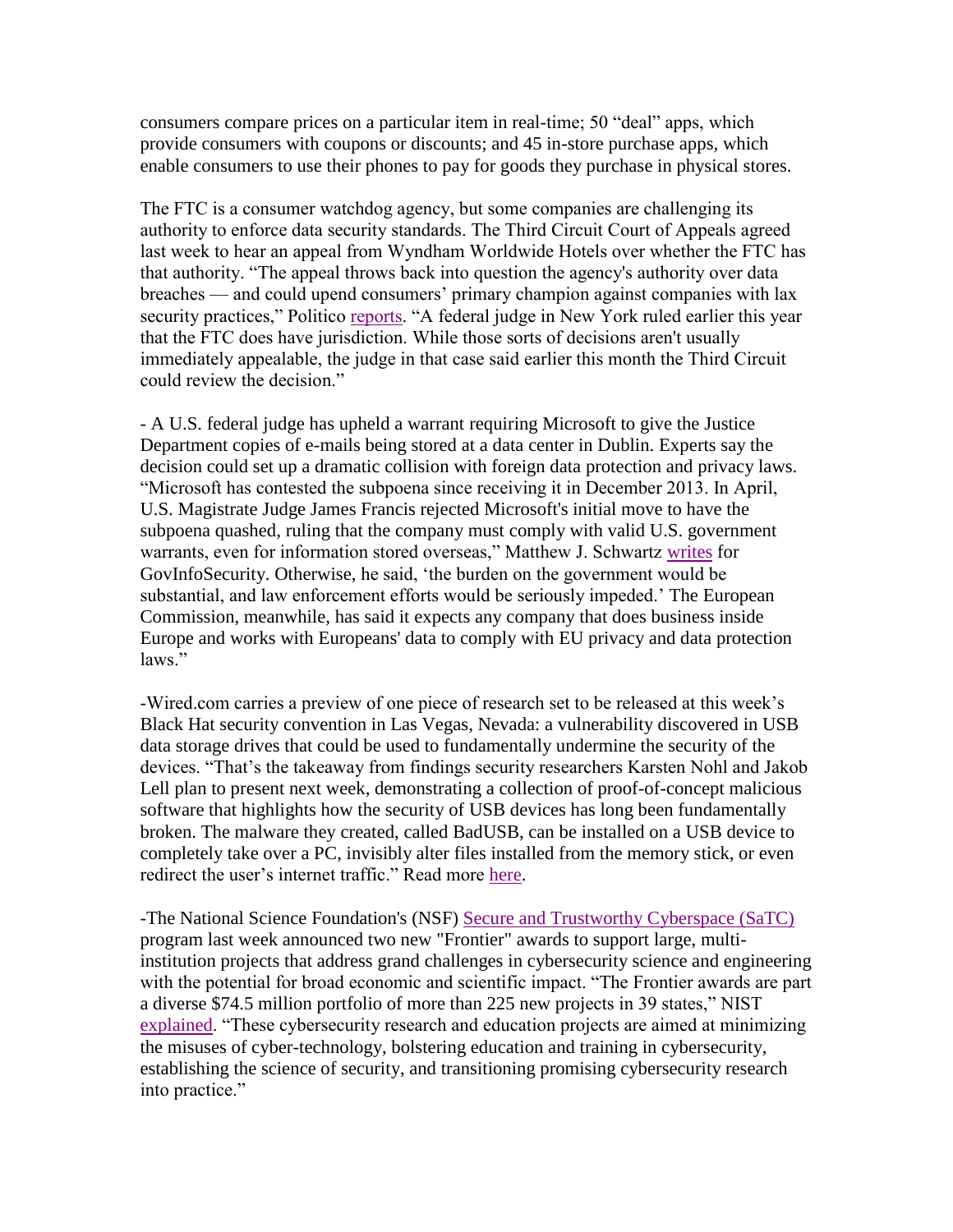consumers compare prices on a particular item in real-time; 50 "deal" apps, which provide consumers with coupons or discounts; and 45 in-store purchase apps, which enable consumers to use their phones to pay for goods they purchase in physical stores.

The FTC is a consumer watchdog agency, but some companies are challenging its authority to enforce data security standards. The Third Circuit Court of Appeals agreed last week to hear an appeal from Wyndham Worldwide Hotels over whether the FTC has that authority. "The appeal throws back into question the agency's authority over data breaches — and could upend consumers' primary champion against companies with lax security practices," Politico reports. "A federal judge in New York ruled earlier this year that the FTC does have jurisdiction. While those sorts of decisions aren't usually immediately appealable, the judge in that case said earlier this month the Third Circuit could review the decision."

- A U.S. federal judge has upheld a warrant requiring Microsoft to give the Justice Department copies of e-mails being stored at a data center in Dublin. Experts say the decision could set up a dramatic collision with foreign data protection and privacy laws. "Microsoft has contested the subpoena since receiving it in December 2013. In April, U.S. Magistrate Judge James Francis rejected Microsoft's initial move to have the subpoena quashed, ruling that the company must comply with valid U.S. government warrants, even for information stored overseas," Matthew J. Schwartz writes for GovInfoSecurity. Otherwise, he said, 'the burden on the government would be substantial, and law enforcement efforts would be seriously impeded.' The European Commission, meanwhile, has said it expects any company that does business inside Europe and works with Europeans' data to comply with EU privacy and data protection laws."

-Wired.com carries a preview of one piece of research set to be released at this week's Black Hat security convention in Las Vegas, Nevada: a vulnerability discovered in USB data storage drives that could be used to fundamentally undermine the security of the devices. "That's the takeaway from findings security researchers Karsten Nohl and Jakob Lell plan to present next week, demonstrating a collection of proof-of-concept malicious software that highlights how the security of USB devices has long been fundamentally broken. The malware they created, called BadUSB, can be installed on a USB device to completely take over a PC, invisibly alter files installed from the memory stick, or even redirect the user's internet traffic." Read more here.

-The National Science Foundation's (NSF) Secure and Trustworthy Cyberspace (SaTC) program last week announced two new "Frontier" awards to support large, multi-institution projects that address grand challenges in cybersecurity science and engineering with the potential for broad economic and scientific impact. "The Frontier awards are part a diverse $74.5 million portfolio of more than 225 new projects in 39 states," NIST explained. "These cybersecurity research and education projects are aimed at minimizing the misuses of cyber-technology, bolstering education and training in cybersecurity, establishing the science of security, and transitioning promising cybersecurity research into practice."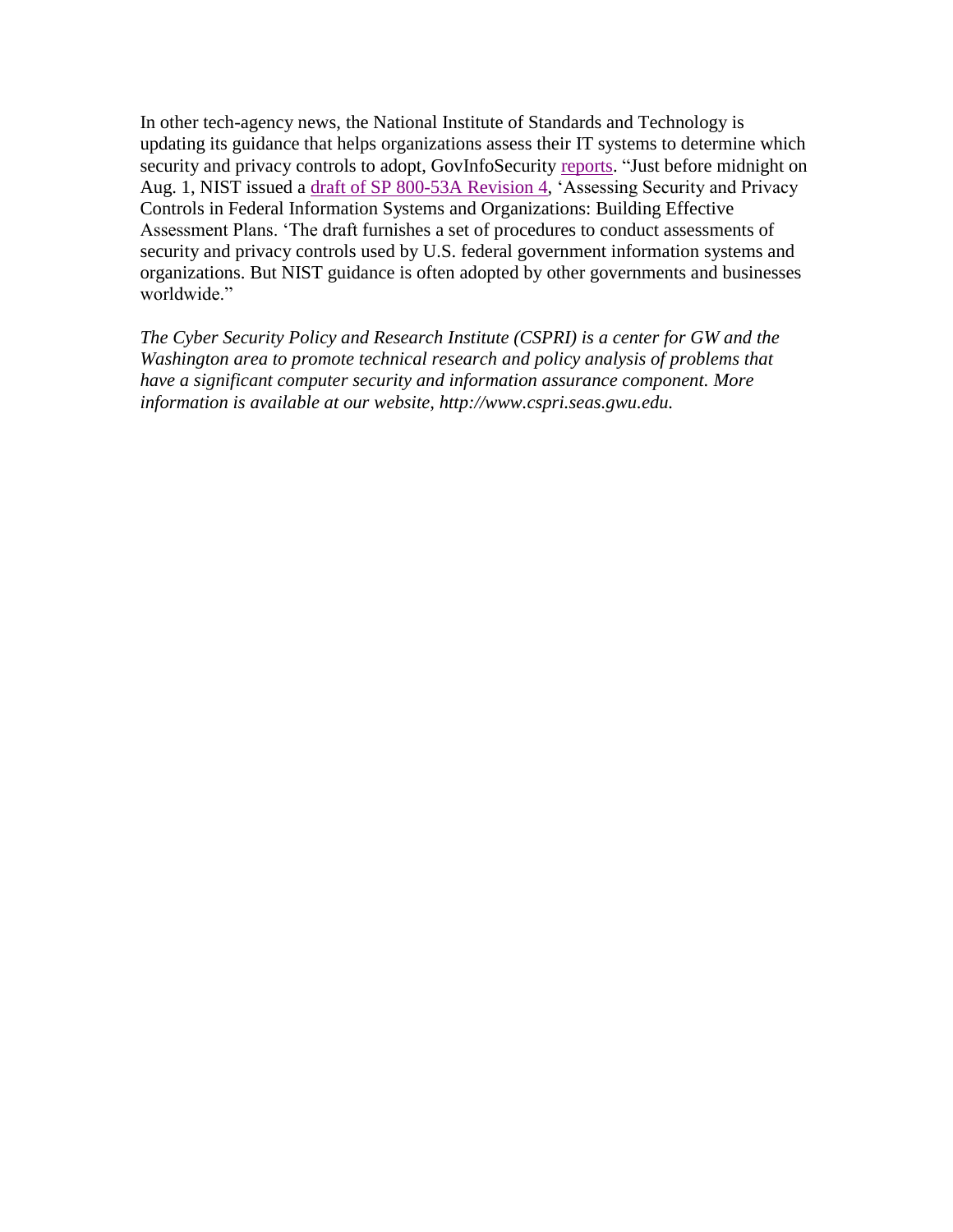In other tech-agency news, the National Institute of Standards and Technology is updating its guidance that helps organizations assess their IT systems to determine which security and privacy controls to adopt, GovInfoSecurity reports. "Just before midnight on Aug. 1, NIST issued a draft of SP 800-53A Revision 4, 'Assessing Security and Privacy Controls in Federal Information Systems and Organizations: Building Effective Assessment Plans. 'The draft furnishes a set of procedures to conduct assessments of security and privacy controls used by U.S. federal government information systems and organizations. But NIST guidance is often adopted by other governments and businesses worldwide."

*The Cyber Security Policy and Research Institute (CSPRI) is a center for GW and the Washington area to promote technical research and policy analysis of problems that have a significant computer security and information assurance component. More information is available at our website, http://www.cspri.seas.gwu.edu.*